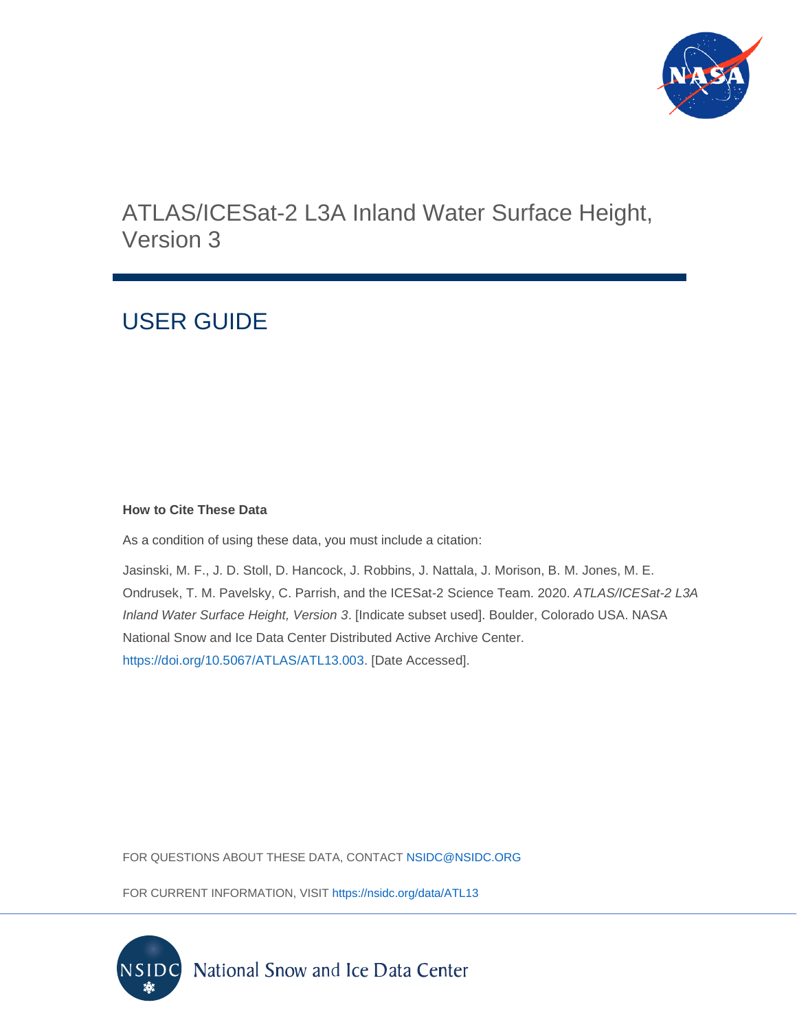# ATLAS/ICESat-2 L3A Inland Water Surface Height, Version 3

## USER GUIDE

**How to Cite These Data**

As a condition of using these data, you must include a citation:

Jasinski, M. F., J. D. Stoll, D. Hancock, J. Robbins, J. Nattala, J. Morison, B. M. Jones, M. E. Ondrusek, T. M. Pavelsky, C. Parrish, and the ICESat-2 Science Team. 2020. *ATLAS/ICESat-2 L3A Inland Water Surface Height, Version 3*. [Indicate subset used]. Boulder, Colorado USA. NASA National Snow and Ice Data Center Distributed Active Archive Center. https://doi.org/10.5067/ATLAS/ATL13.003. [Date Accessed].

FOR QUESTIONS ABOUT THESE DATA, CONTACT NSIDC@NSIDC.ORG

FOR CURRENT INFORMATION, VISIT https://nsidc.org/data/ATL13

National Snow and Ice Data Center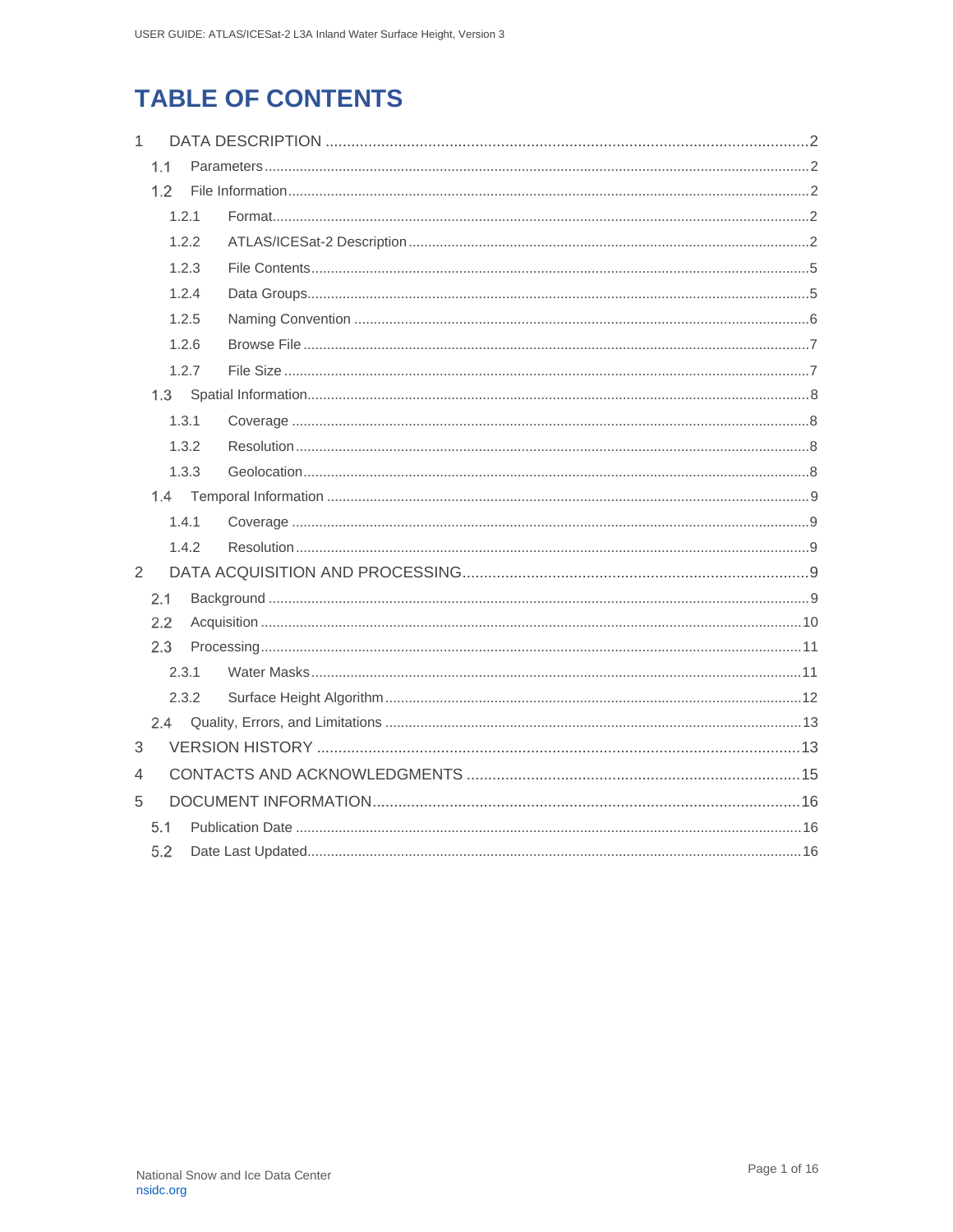# TABLE OF CONTENTS

1 DATA DESCRIPTION ..... 2
- 1.1 Parameters ..... 2
- 1.2 File Information ..... 2
  - 1.2.1 Format ..... 2
  - 1.2.2 ATLAS/ICESat-2 Description ..... 2
  - 1.2.3 File Contents ..... 5
  - 1.2.4 Data Groups ..... 5
  - 1.2.5 Naming Convention ..... 6
  - 1.2.6 Browse File ..... 7
  - 1.2.7 File Size ..... 7
- 1.3 Spatial Information ..... 8
  - 1.3.1 Coverage ..... 8
  - 1.3.2 Resolution ..... 8
  - 1.3.3 Geolocation ..... 8
- 1.4 Temporal Information ..... 9
  - 1.4.1 Coverage ..... 9
  - 1.4.2 Resolution ..... 9

2 DATA ACQUISITION AND PROCESSING ..... 9
- 2.1 Background ..... 9
- 2.2 Acquisition ..... 10
- 2.3 Processing ..... 11
  - 2.3.1 Water Masks ..... 11
  - 2.3.2 Surface Height Algorithm ..... 12
- 2.4 Quality, Errors, and Limitations ..... 13

3 VERSION HISTORY ..... 13

4 CONTACTS AND ACKNOWLEDGMENTS ..... 15

5 DOCUMENT INFORMATION ..... 16
- 5.1 Publication Date ..... 16
- 5.2 Date Last Updated ..... 16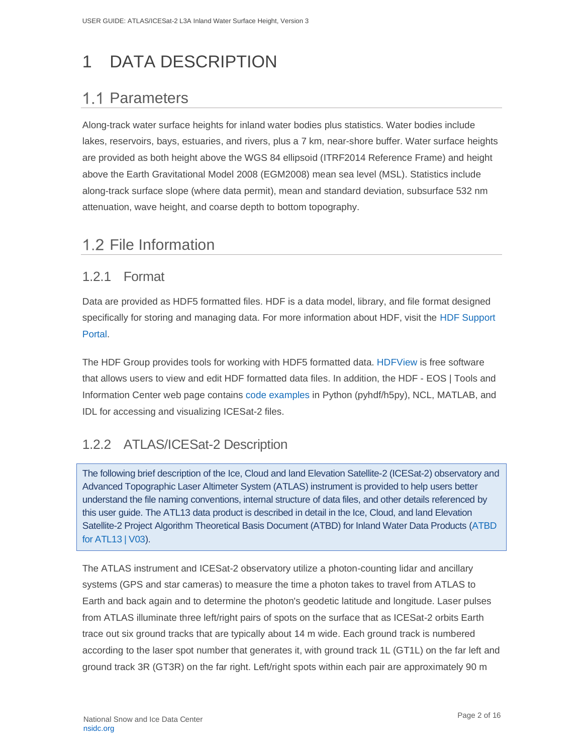# 1 DATA DESCRIPTION

## 1.1 Parameters

Along-track water surface heights for inland water bodies plus statistics. Water bodies include lakes, reservoirs, bays, estuaries, and rivers, plus a 7 km, near-shore buffer. Water surface heights are provided as both height above the WGS 84 ellipsoid (ITRF2014 Reference Frame) and height above the Earth Gravitational Model 2008 (EGM2008) mean sea level (MSL). Statistics include along-track surface slope (where data permit), mean and standard deviation, subsurface 532 nm attenuation, wave height, and coarse depth to bottom topography.

## 1.2 File Information

### 1.2.1 Format

Data are provided as HDF5 formatted files. HDF is a data model, library, and file format designed specifically for storing and managing data. For more information about HDF, visit the HDF Support Portal.

The HDF Group provides tools for working with HDF5 formatted data. HDFView is free software that allows users to view and edit HDF formatted data files. In addition, the HDF - EOS | Tools and Information Center web page contains code examples in Python (pyhdf/h5py), NCL, MATLAB, and IDL for accessing and visualizing ICESat-2 files.

### 1.2.2 ATLAS/ICESat-2 Description

The following brief description of the Ice, Cloud and land Elevation Satellite-2 (ICESat-2) observatory and Advanced Topographic Laser Altimeter System (ATLAS) instrument is provided to help users better understand the file naming conventions, internal structure of data files, and other details referenced by this user guide. The ATL13 data product is described in detail in the Ice, Cloud, and land Elevation Satellite-2 Project Algorithm Theoretical Basis Document (ATBD) for Inland Water Data Products (ATBD for ATL13 | V03).

The ATLAS instrument and ICESat-2 observatory utilize a photon-counting lidar and ancillary systems (GPS and star cameras) to measure the time a photon takes to travel from ATLAS to Earth and back again and to determine the photon's geodetic latitude and longitude. Laser pulses from ATLAS illuminate three left/right pairs of spots on the surface that as ICESat-2 orbits Earth trace out six ground tracks that are typically about 14 m wide. Each ground track is numbered according to the laser spot number that generates it, with ground track 1L (GT1L) on the far left and ground track 3R (GT3R) on the far right. Left/right spots within each pair are approximately 90 m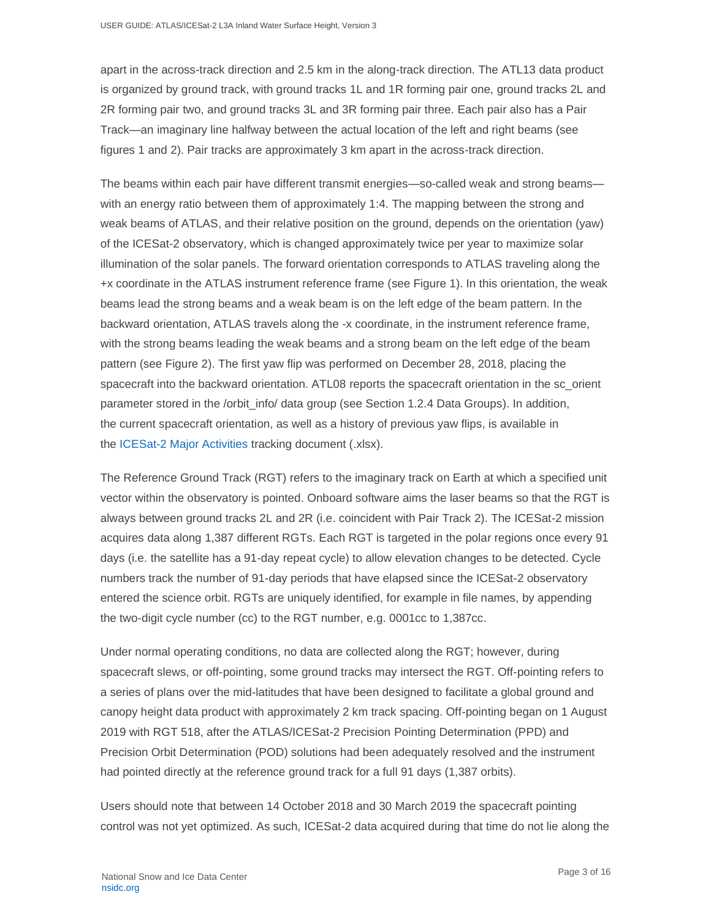apart in the across-track direction and 2.5 km in the along-track direction. The ATL13 data product is organized by ground track, with ground tracks 1L and 1R forming pair one, ground tracks 2L and 2R forming pair two, and ground tracks 3L and 3R forming pair three. Each pair also has a Pair Track—an imaginary line halfway between the actual location of the left and right beams (see figures 1 and 2). Pair tracks are approximately 3 km apart in the across-track direction.

The beams within each pair have different transmit energies—so-called weak and strong beams—with an energy ratio between them of approximately 1:4. The mapping between the strong and weak beams of ATLAS, and their relative position on the ground, depends on the orientation (yaw) of the ICESat-2 observatory, which is changed approximately twice per year to maximize solar illumination of the solar panels. The forward orientation corresponds to ATLAS traveling along the +x coordinate in the ATLAS instrument reference frame (see Figure 1). In this orientation, the weak beams lead the strong beams and a weak beam is on the left edge of the beam pattern. In the backward orientation, ATLAS travels along the -x coordinate, in the instrument reference frame, with the strong beams leading the weak beams and a strong beam on the left edge of the beam pattern (see Figure 2). The first yaw flip was performed on December 28, 2018, placing the spacecraft into the backward orientation. ATL08 reports the spacecraft orientation in the sc_orient parameter stored in the /orbit_info/ data group (see Section 1.2.4 Data Groups). In addition, the current spacecraft orientation, as well as a history of previous yaw flips, is available in the ICESat-2 Major Activities tracking document (.xlsx).

The Reference Ground Track (RGT) refers to the imaginary track on Earth at which a specified unit vector within the observatory is pointed. Onboard software aims the laser beams so that the RGT is always between ground tracks 2L and 2R (i.e. coincident with Pair Track 2). The ICESat-2 mission acquires data along 1,387 different RGTs. Each RGT is targeted in the polar regions once every 91 days (i.e. the satellite has a 91-day repeat cycle) to allow elevation changes to be detected. Cycle numbers track the number of 91-day periods that have elapsed since the ICESat-2 observatory entered the science orbit. RGTs are uniquely identified, for example in file names, by appending the two-digit cycle number (cc) to the RGT number, e.g. 0001cc to 1,387cc.

Under normal operating conditions, no data are collected along the RGT; however, during spacecraft slews, or off-pointing, some ground tracks may intersect the RGT. Off-pointing refers to a series of plans over the mid-latitudes that have been designed to facilitate a global ground and canopy height data product with approximately 2 km track spacing. Off-pointing began on 1 August 2019 with RGT 518, after the ATLAS/ICESat-2 Precision Pointing Determination (PPD) and Precision Orbit Determination (POD) solutions had been adequately resolved and the instrument had pointed directly at the reference ground track for a full 91 days (1,387 orbits).

Users should note that between 14 October 2018 and 30 March 2019 the spacecraft pointing control was not yet optimized. As such, ICESat-2 data acquired during that time do not lie along the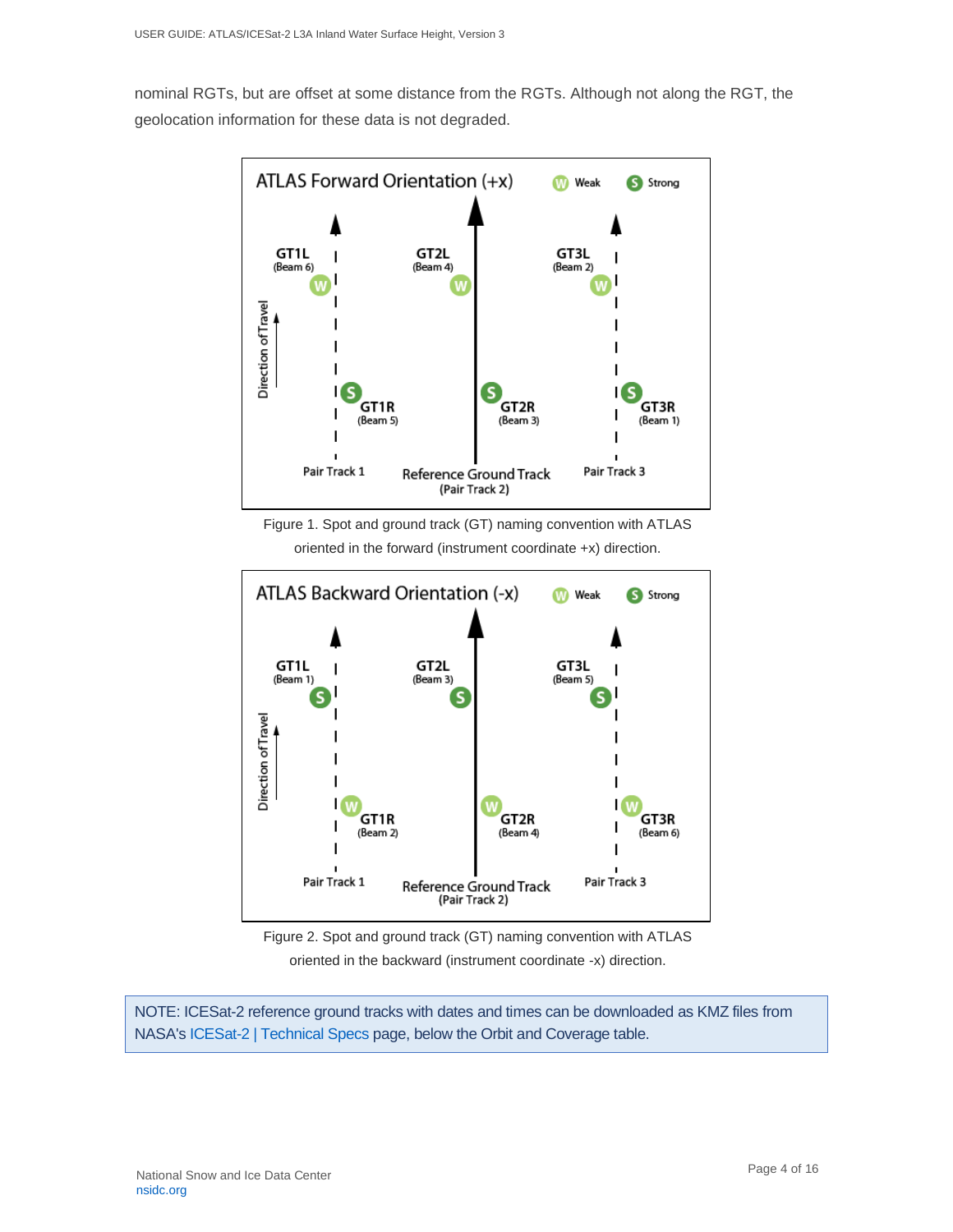nominal RGTs, but are offset at some distance from the RGTs. Although not along the RGT, the geolocation information for these data is not degraded.

Figure 1. Spot and ground track (GT) naming convention with ATLAS oriented in the forward (instrument coordinate +x) direction.

Figure 2. Spot and ground track (GT) naming convention with ATLAS oriented in the backward (instrument coordinate -x) direction.

> NOTE: ICESat-2 reference ground tracks with dates and times can be downloaded as KMZ files from NASA's ICESat-2 | Technical Specs page, below the Orbit and Coverage table.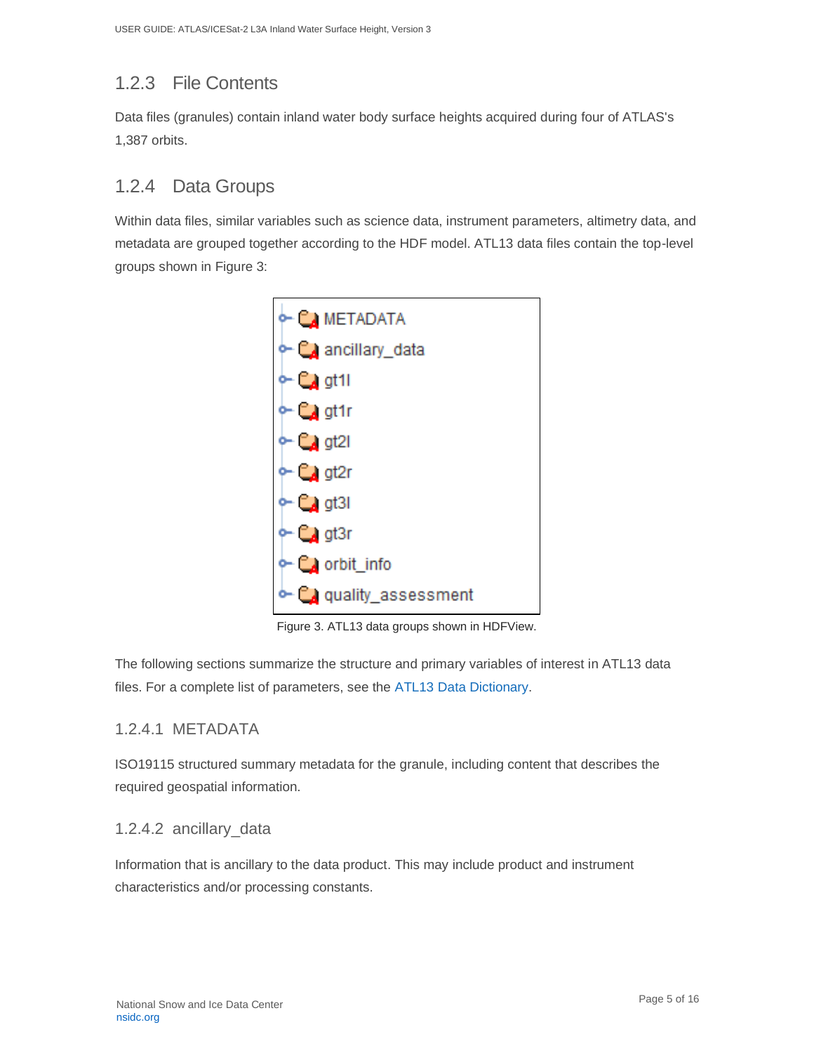## 1.2.3 File Contents

Data files (granules) contain inland water body surface heights acquired during four of ATLAS's 1,387 orbits.

## 1.2.4 Data Groups

Within data files, similar variables such as science data, instrument parameters, altimetry data, and metadata are grouped together according to the HDF model. ATL13 data files contain the top-level groups shown in Figure 3:

- METADATA
- ancillary_data
- gt1l
- gt1r
- gt2l
- gt2r
- gt3l
- gt3r
- orbit_info
- quality_assessment

Figure 3. ATL13 data groups shown in HDFView.

The following sections summarize the structure and primary variables of interest in ATL13 data files. For a complete list of parameters, see the ATL13 Data Dictionary.

### 1.2.4.1 METADATA

ISO19115 structured summary metadata for the granule, including content that describes the required geospatial information.

### 1.2.4.2 ancillary_data

Information that is ancillary to the data product. This may include product and instrument characteristics and/or processing constants.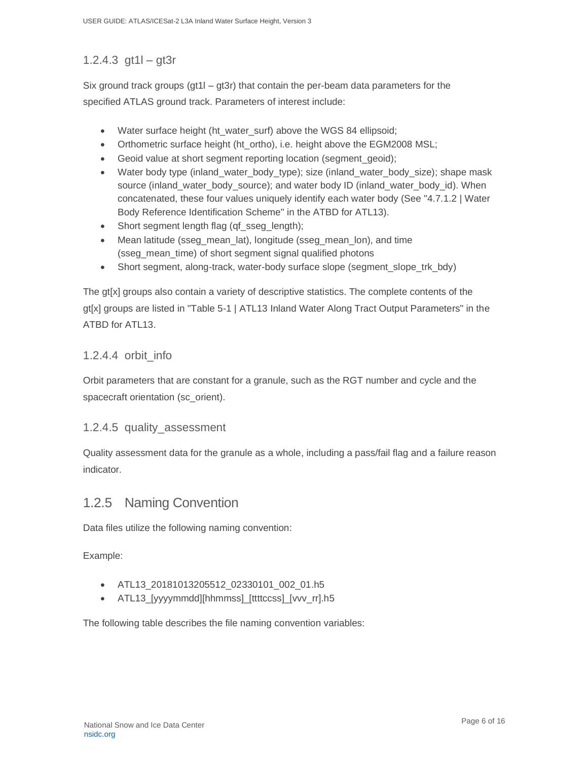#### 1.2.4.3 gt1l – gt3r

Six ground track groups (gt1l – gt3r) that contain the per-beam data parameters for the specified ATLAS ground track. Parameters of interest include:

- Water surface height (ht_water_surf) above the WGS 84 ellipsoid;
- Orthometric surface height (ht_ortho), i.e. height above the EGM2008 MSL;
- Geoid value at short segment reporting location (segment_geoid);
- Water body type (inland_water_body_type); size (inland_water_body_size); shape mask source (inland_water_body_source); and water body ID (inland_water_body_id). When concatenated, these four values uniquely identify each water body (See "4.7.1.2 | Water Body Reference Identification Scheme" in the ATBD for ATL13).
- Short segment length flag (qf_sseg_length);
- Mean latitude (sseg_mean_lat), longitude (sseg_mean_lon), and time (sseg_mean_time) of short segment signal qualified photons
- Short segment, along-track, water-body surface slope (segment_slope_trk_bdy)

The gt[x] groups also contain a variety of descriptive statistics. The complete contents of the gt[x] groups are listed in "Table 5-1 | ATL13 Inland Water Along Tract Output Parameters" in the ATBD for ATL13.

#### 1.2.4.4 orbit_info

Orbit parameters that are constant for a granule, such as the RGT number and cycle and the spacecraft orientation (sc_orient).

#### 1.2.4.5 quality_assessment

Quality assessment data for the granule as a whole, including a pass/fail flag and a failure reason indicator.

### 1.2.5 Naming Convention

Data files utilize the following naming convention:

Example:

- ATL13_20181013205512_02330101_002_01.h5
- ATL13_[yyyymmdd][hhmmss]_[ttttccss]_[vvv_rr].h5

The following table describes the file naming convention variables: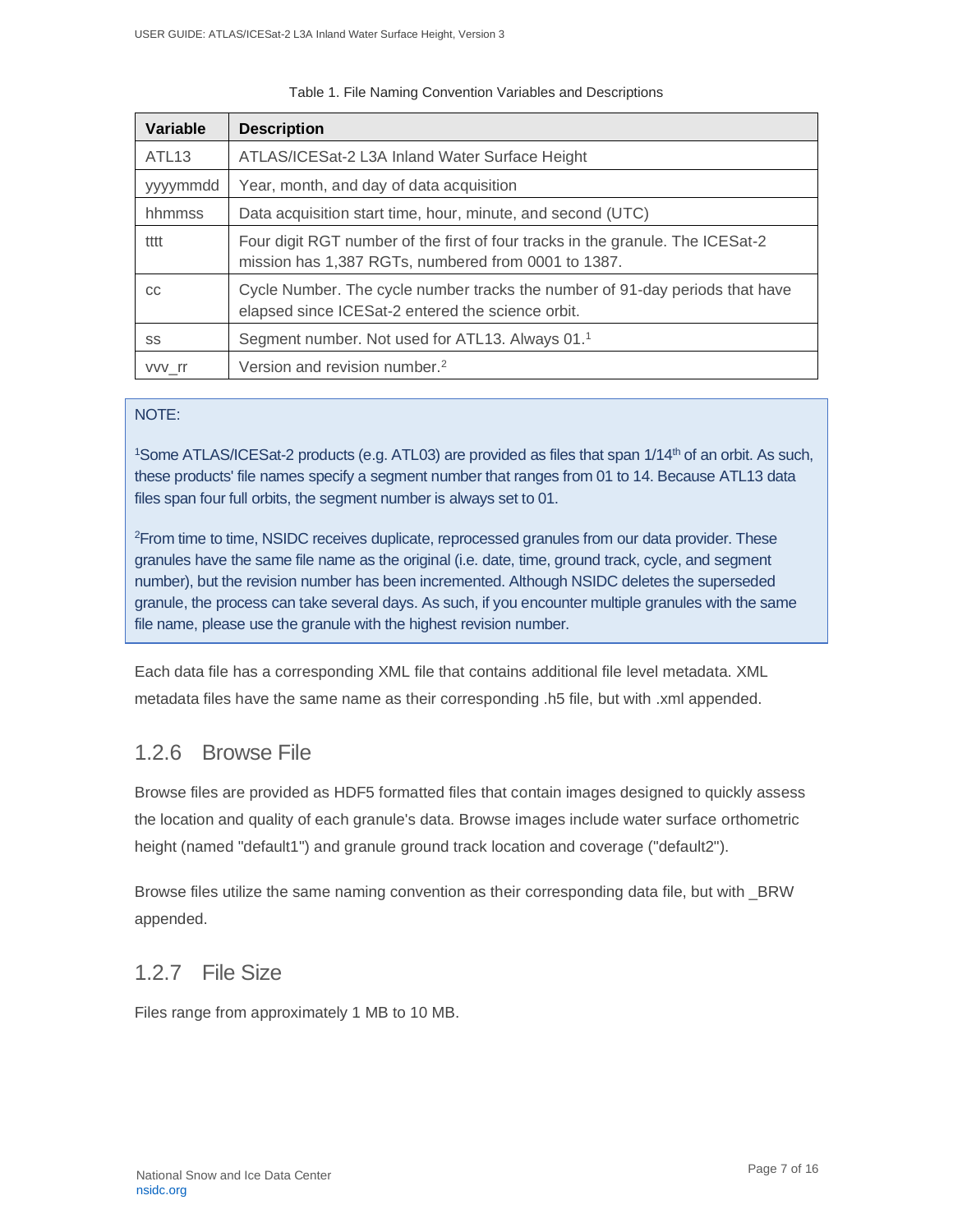Table 1. File Naming Convention Variables and Descriptions

| Variable | Description |
| --- | --- |
| ATL13 | ATLAS/ICESat-2 L3A Inland Water Surface Height |
| yyyymmdd | Year, month, and day of data acquisition |
| hhmmss | Data acquisition start time, hour, minute, and second (UTC) |
| tttt | Four digit RGT number of the first of four tracks in the granule. The ICESat-2 mission has 1,387 RGTs, numbered from 0001 to 1387. |
| cc | Cycle Number. The cycle number tracks the number of 91-day periods that have elapsed since ICESat-2 entered the science orbit. |
| ss | Segment number. Not used for ATL13. Always 01.[1] |
| vvv_rr | Version and revision number.[2] |

NOTE:

[1]Some ATLAS/ICESat-2 products (e.g. ATL03) are provided as files that span 1/14th of an orbit. As such, these products' file names specify a segment number that ranges from 01 to 14. Because ATL13 data files span four full orbits, the segment number is always set to 01.

[2]From time to time, NSIDC receives duplicate, reprocessed granules from our data provider. These granules have the same file name as the original (i.e. date, time, ground track, cycle, and segment number), but the revision number has been incremented. Although NSIDC deletes the superseded granule, the process can take several days. As such, if you encounter multiple granules with the same file name, please use the granule with the highest revision number.

Each data file has a corresponding XML file that contains additional file level metadata. XML metadata files have the same name as their corresponding .h5 file, but with .xml appended.

### 1.2.6 Browse File

Browse files are provided as HDF5 formatted files that contain images designed to quickly assess the location and quality of each granule's data. Browse images include water surface orthometric height (named "default1") and granule ground track location and coverage ("default2").

Browse files utilize the same naming convention as their corresponding data file, but with _BRW appended.

### 1.2.7 File Size

Files range from approximately 1 MB to 10 MB.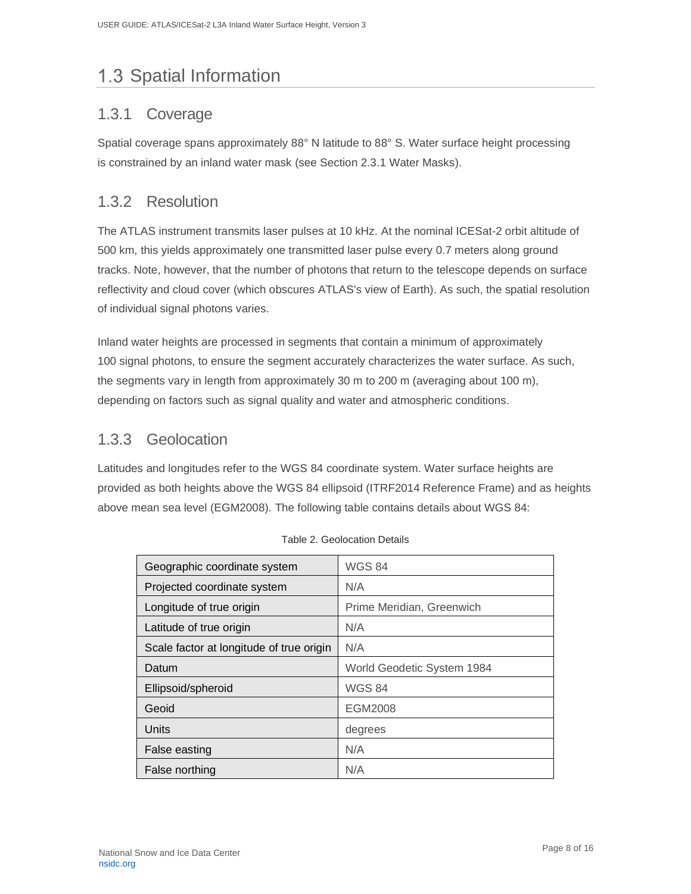## 1.3 Spatial Information

### 1.3.1 Coverage

Spatial coverage spans approximately 88° N latitude to 88° S. Water surface height processing is constrained by an inland water mask (see Section 2.3.1 Water Masks).

### 1.3.2 Resolution

The ATLAS instrument transmits laser pulses at 10 kHz. At the nominal ICESat-2 orbit altitude of 500 km, this yields approximately one transmitted laser pulse every 0.7 meters along ground tracks. Note, however, that the number of photons that return to the telescope depends on surface reflectivity and cloud cover (which obscures ATLAS's view of Earth). As such, the spatial resolution of individual signal photons varies.

Inland water heights are processed in segments that contain a minimum of approximately 100 signal photons, to ensure the segment accurately characterizes the water surface. As such, the segments vary in length from approximately 30 m to 200 m (averaging about 100 m), depending on factors such as signal quality and water and atmospheric conditions.

### 1.3.3 Geolocation

Latitudes and longitudes refer to the WGS 84 coordinate system. Water surface heights are provided as both heights above the WGS 84 ellipsoid (ITRF2014 Reference Frame) and as heights above mean sea level (EGM2008). The following table contains details about WGS 84:

Table 2. Geolocation Details

| | |
|---|---|
| Geographic coordinate system | WGS 84 |
| Projected coordinate system | N/A |
| Longitude of true origin | Prime Meridian, Greenwich |
| Latitude of true origin | N/A |
| Scale factor at longitude of true origin | N/A |
| Datum | World Geodetic System 1984 |
| Ellipsoid/spheroid | WGS 84 |
| Geoid | EGM2008 |
| Units | degrees |
| False easting | N/A |
| False northing | N/A |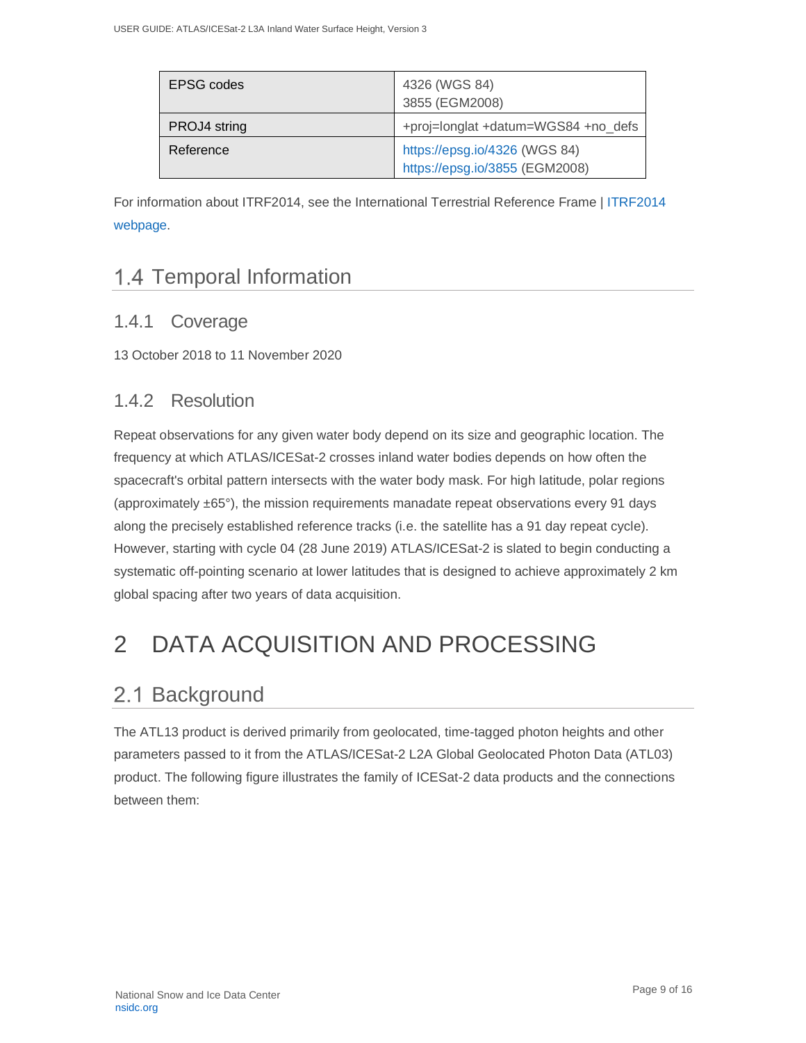| EPSG codes | 4326 (WGS 84)<br>3855 (EGM2008) |
| --- | --- |
| PROJ4 string | +proj=longlat +datum=WGS84 +no_defs |
| Reference | https://epsg.io/4326 (WGS 84)<br>https://epsg.io/3855 (EGM2008) |

For information about ITRF2014, see the International Terrestrial Reference Frame | ITRF2014 webpage.

## 1.4 Temporal Information

### 1.4.1 Coverage

13 October 2018 to 11 November 2020

### 1.4.2 Resolution

Repeat observations for any given water body depend on its size and geographic location. The frequency at which ATLAS/ICESat-2 crosses inland water bodies depends on how often the spacecraft's orbital pattern intersects with the water body mask. For high latitude, polar regions (approximately ±65°), the mission requirements manadate repeat observations every 91 days along the precisely established reference tracks (i.e. the satellite has a 91 day repeat cycle). However, starting with cycle 04 (28 June 2019) ATLAS/ICESat-2 is slated to begin conducting a systematic off-pointing scenario at lower latitudes that is designed to achieve approximately 2 km global spacing after two years of data acquisition.

# 2 DATA ACQUISITION AND PROCESSING

## 2.1 Background

The ATL13 product is derived primarily from geolocated, time-tagged photon heights and other parameters passed to it from the ATLAS/ICESat-2 L2A Global Geolocated Photon Data (ATL03) product. The following figure illustrates the family of ICESat-2 data products and the connections between them: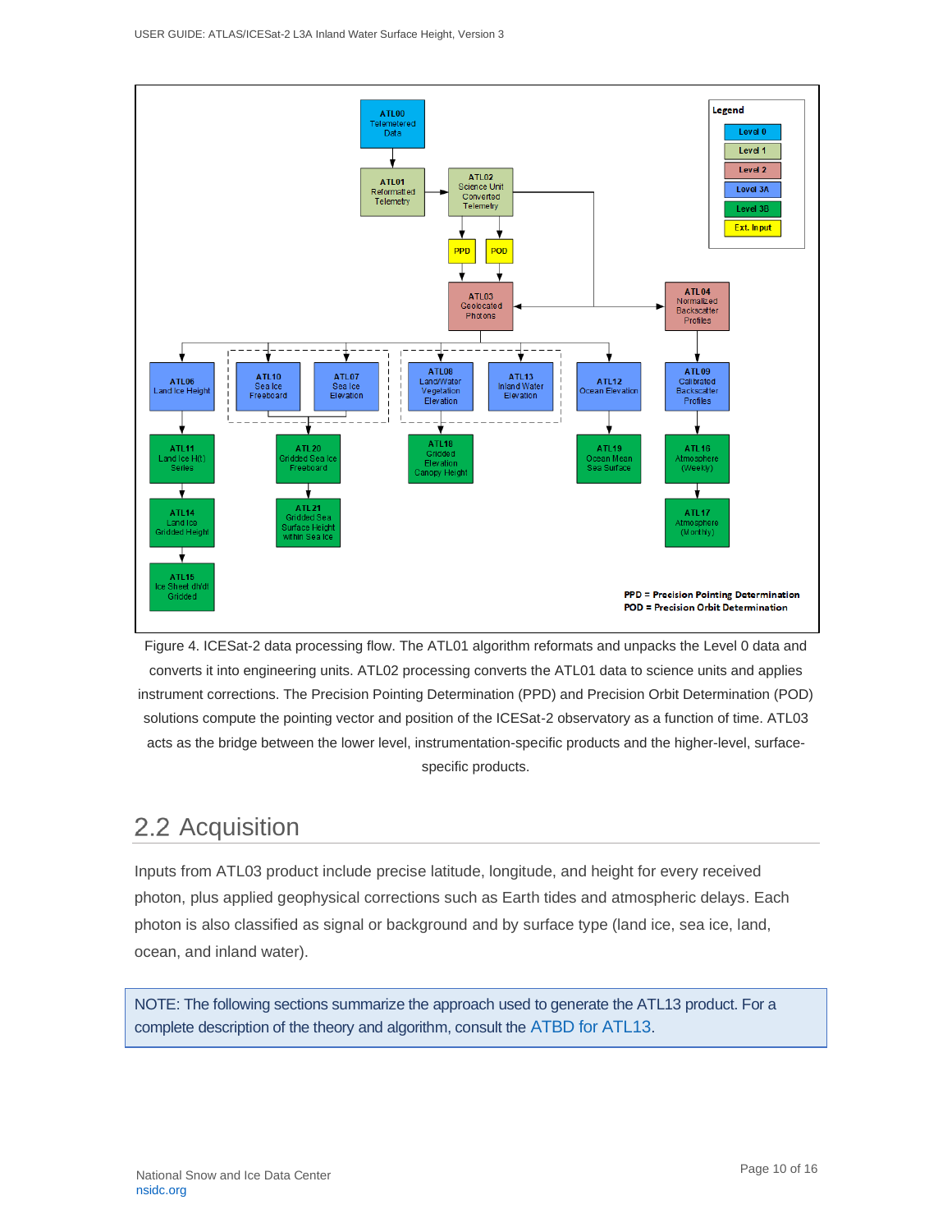Figure 4. ICESat-2 data processing flow. The ATL01 algorithm reformats and unpacks the Level 0 data and converts it into engineering units. ATL02 processing converts the ATL01 data to science units and applies instrument corrections. The Precision Pointing Determination (PPD) and Precision Orbit Determination (POD) solutions compute the pointing vector and position of the ICESat-2 observatory as a function of time. ATL03 acts as the bridge between the lower level, instrumentation-specific products and the higher-level, surface-specific products.

## 2.2 Acquisition

Inputs from ATL03 product include precise latitude, longitude, and height for every received photon, plus applied geophysical corrections such as Earth tides and atmospheric delays. Each photon is also classified as signal or background and by surface type (land ice, sea ice, land, ocean, and inland water).

> NOTE: The following sections summarize the approach used to generate the ATL13 product. For a complete description of the theory and algorithm, consult the ATBD for ATL13.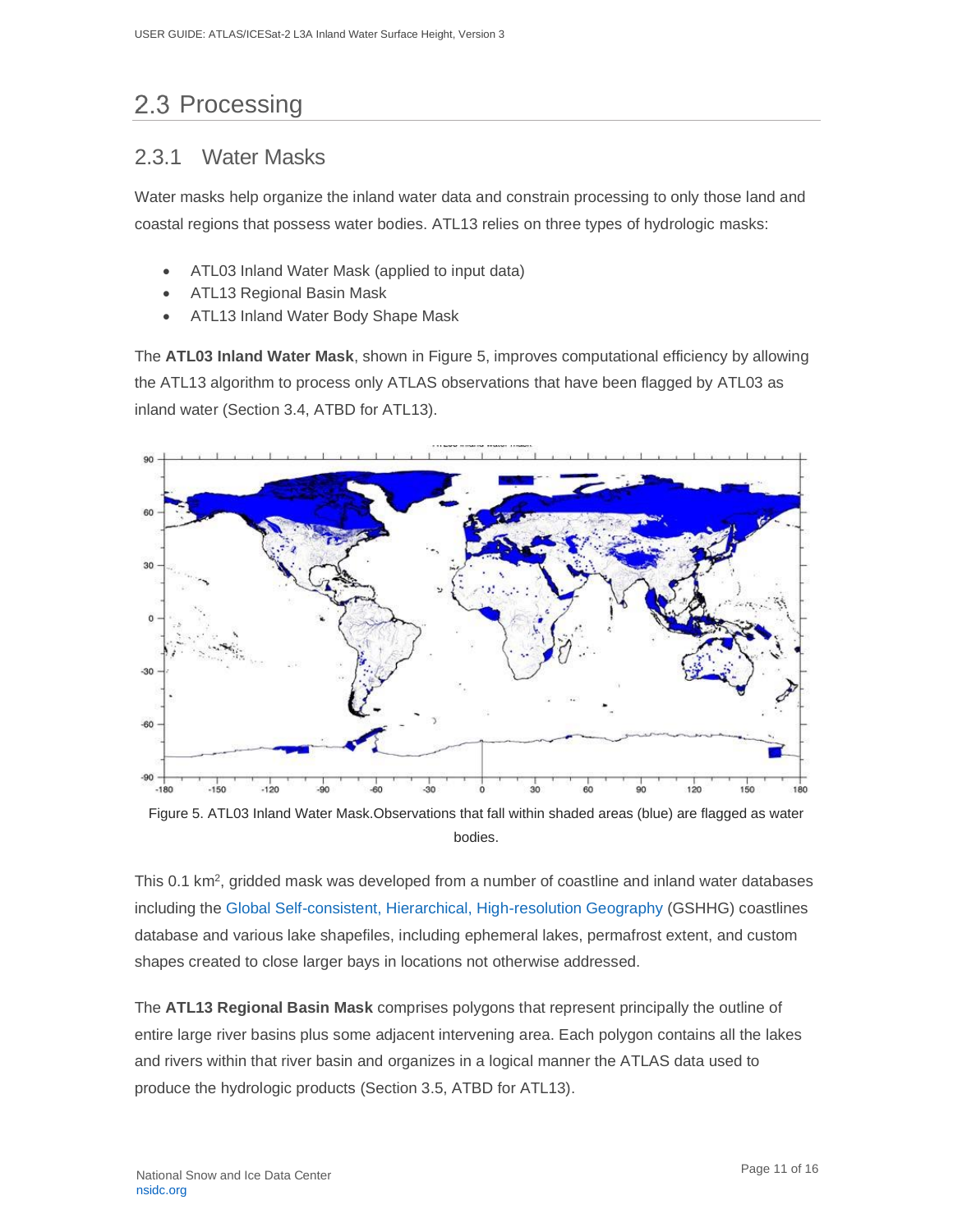## 2.3 Processing

### 2.3.1 Water Masks

Water masks help organize the inland water data and constrain processing to only those land and coastal regions that possess water bodies. ATL13 relies on three types of hydrologic masks:

- ATL03 Inland Water Mask (applied to input data)
- ATL13 Regional Basin Mask
- ATL13 Inland Water Body Shape Mask

The **ATL03 Inland Water Mask**, shown in Figure 5, improves computational efficiency by allowing the ATL13 algorithm to process only ATLAS observations that have been flagged by ATL03 as inland water (Section 3.4, ATBD for ATL13).

Figure 5. ATL03 Inland Water Mask.Observations that fall within shaded areas (blue) are flagged as water bodies.

This 0.1 km$^2$, gridded mask was developed from a number of coastline and inland water databases including the Global Self-consistent, Hierarchical, High-resolution Geography (GSHHG) coastlines database and various lake shapefiles, including ephemeral lakes, permafrost extent, and custom shapes created to close larger bays in locations not otherwise addressed.

The **ATL13 Regional Basin Mask** comprises polygons that represent principally the outline of entire large river basins plus some adjacent intervening area. Each polygon contains all the lakes and rivers within that river basin and organizes in a logical manner the ATLAS data used to produce the hydrologic products (Section 3.5, ATBD for ATL13).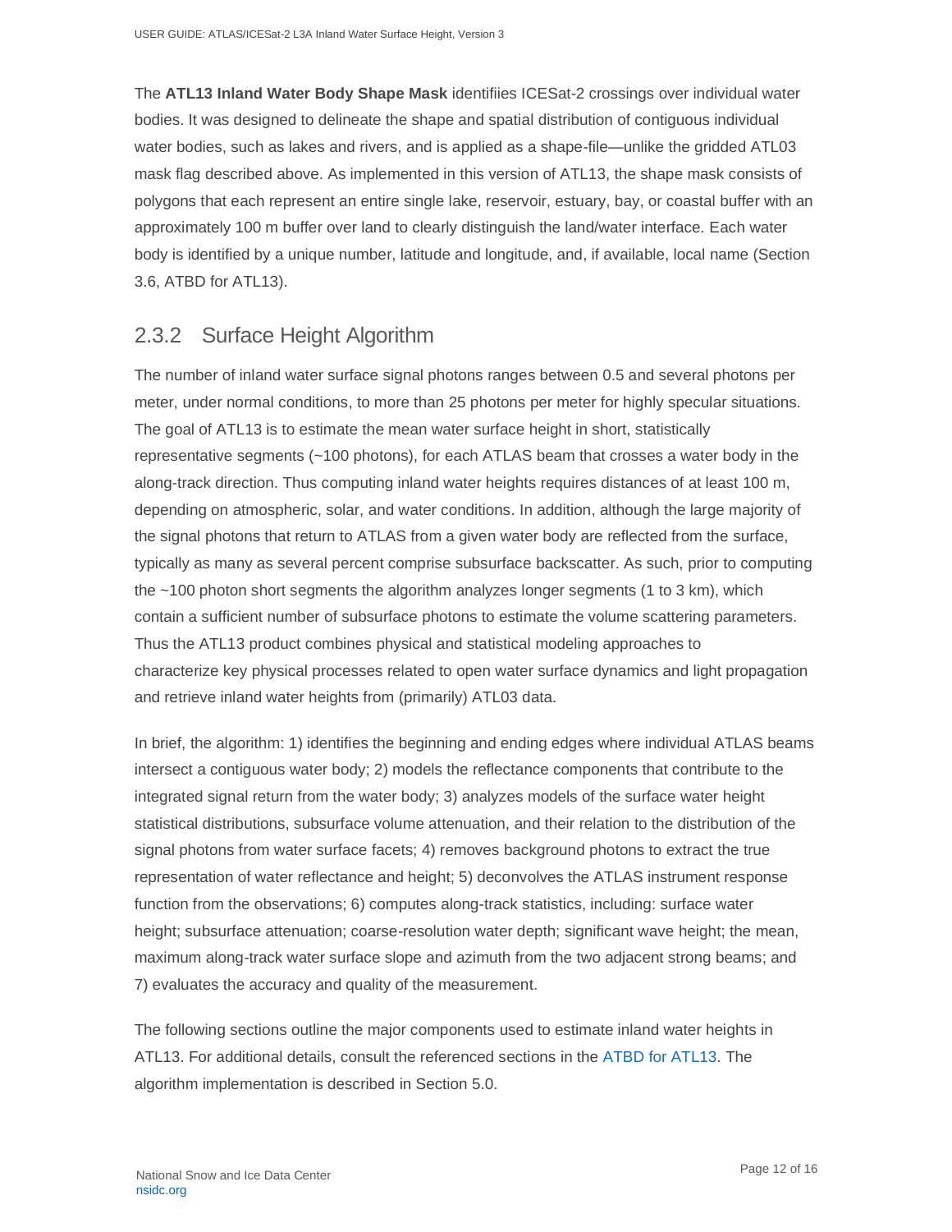The **ATL13 Inland Water Body Shape Mask** identifiies ICESat-2 crossings over individual water bodies. It was designed to delineate the shape and spatial distribution of contiguous individual water bodies, such as lakes and rivers, and is applied as a shape-file—unlike the gridded ATL03 mask flag described above. As implemented in this version of ATL13, the shape mask consists of polygons that each represent an entire single lake, reservoir, estuary, bay, or coastal buffer with an approximately 100 m buffer over land to clearly distinguish the land/water interface. Each water body is identified by a unique number, latitude and longitude, and, if available, local name (Section 3.6, ATBD for ATL13).

### 2.3.2 Surface Height Algorithm

The number of inland water surface signal photons ranges between 0.5 and several photons per meter, under normal conditions, to more than 25 photons per meter for highly specular situations. The goal of ATL13 is to estimate the mean water surface height in short, statistically representative segments (~100 photons), for each ATLAS beam that crosses a water body in the along-track direction. Thus computing inland water heights requires distances of at least 100 m, depending on atmospheric, solar, and water conditions. In addition, although the large majority of the signal photons that return to ATLAS from a given water body are reflected from the surface, typically as many as several percent comprise subsurface backscatter. As such, prior to computing the ~100 photon short segments the algorithm analyzes longer segments (1 to 3 km), which contain a sufficient number of subsurface photons to estimate the volume scattering parameters. Thus the ATL13 product combines physical and statistical modeling approaches to characterize key physical processes related to open water surface dynamics and light propagation and retrieve inland water heights from (primarily) ATL03 data.

In brief, the algorithm: 1) identifies the beginning and ending edges where individual ATLAS beams intersect a contiguous water body; 2) models the reflectance components that contribute to the integrated signal return from the water body; 3) analyzes models of the surface water height statistical distributions, subsurface volume attenuation, and their relation to the distribution of the signal photons from water surface facets; 4) removes background photons to extract the true representation of water reflectance and height; 5) deconvolves the ATLAS instrument response function from the observations; 6) computes along-track statistics, including: surface water height; subsurface attenuation; coarse-resolution water depth; significant wave height; the mean, maximum along-track water surface slope and azimuth from the two adjacent strong beams; and 7) evaluates the accuracy and quality of the measurement.

The following sections outline the major components used to estimate inland water heights in ATL13. For additional details, consult the referenced sections in the ATBD for ATL13. The algorithm implementation is described in Section 5.0.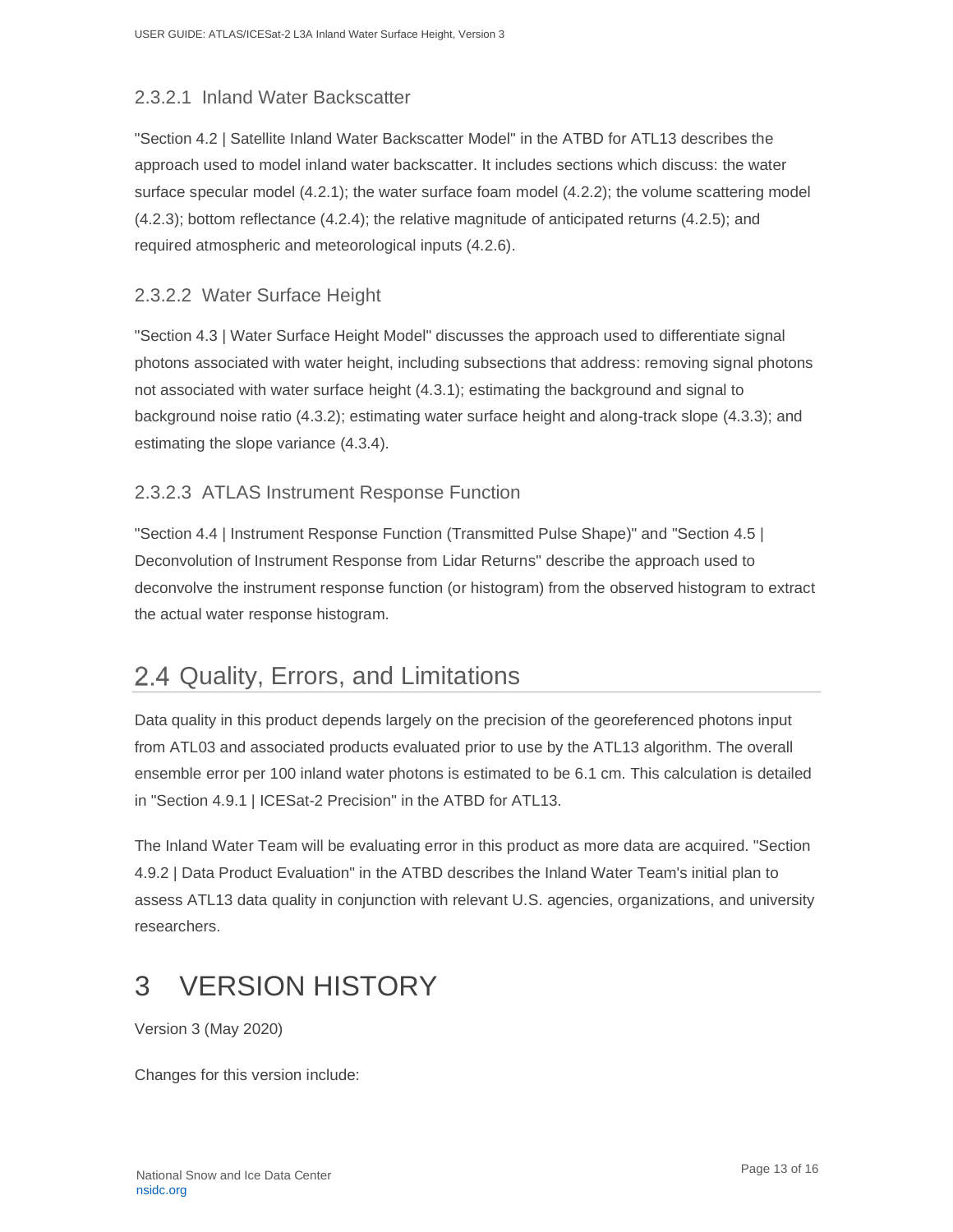#### 2.3.2.1 Inland Water Backscatter

"Section 4.2 | Satellite Inland Water Backscatter Model" in the ATBD for ATL13 describes the approach used to model inland water backscatter. It includes sections which discuss: the water surface specular model (4.2.1); the water surface foam model (4.2.2); the volume scattering model (4.2.3); bottom reflectance (4.2.4); the relative magnitude of anticipated returns (4.2.5); and required atmospheric and meteorological inputs (4.2.6).

#### 2.3.2.2 Water Surface Height

"Section 4.3 | Water Surface Height Model" discusses the approach used to differentiate signal photons associated with water height, including subsections that address: removing signal photons not associated with water surface height (4.3.1); estimating the background and signal to background noise ratio (4.3.2); estimating water surface height and along-track slope (4.3.3); and estimating the slope variance (4.3.4).

#### 2.3.2.3 ATLAS Instrument Response Function

"Section 4.4 | Instrument Response Function (Transmitted Pulse Shape)" and "Section 4.5 | Deconvolution of Instrument Response from Lidar Returns" describe the approach used to deconvolve the instrument response function (or histogram) from the observed histogram to extract the actual water response histogram.

## 2.4 Quality, Errors, and Limitations

Data quality in this product depends largely on the precision of the georeferenced photons input from ATL03 and associated products evaluated prior to use by the ATL13 algorithm. The overall ensemble error per 100 inland water photons is estimated to be 6.1 cm. This calculation is detailed in "Section 4.9.1 | ICESat-2 Precision" in the ATBD for ATL13.

The Inland Water Team will be evaluating error in this product as more data are acquired. "Section 4.9.2 | Data Product Evaluation" in the ATBD describes the Inland Water Team's initial plan to assess ATL13 data quality in conjunction with relevant U.S. agencies, organizations, and university researchers.

# 3 VERSION HISTORY

Version 3 (May 2020)

Changes for this version include: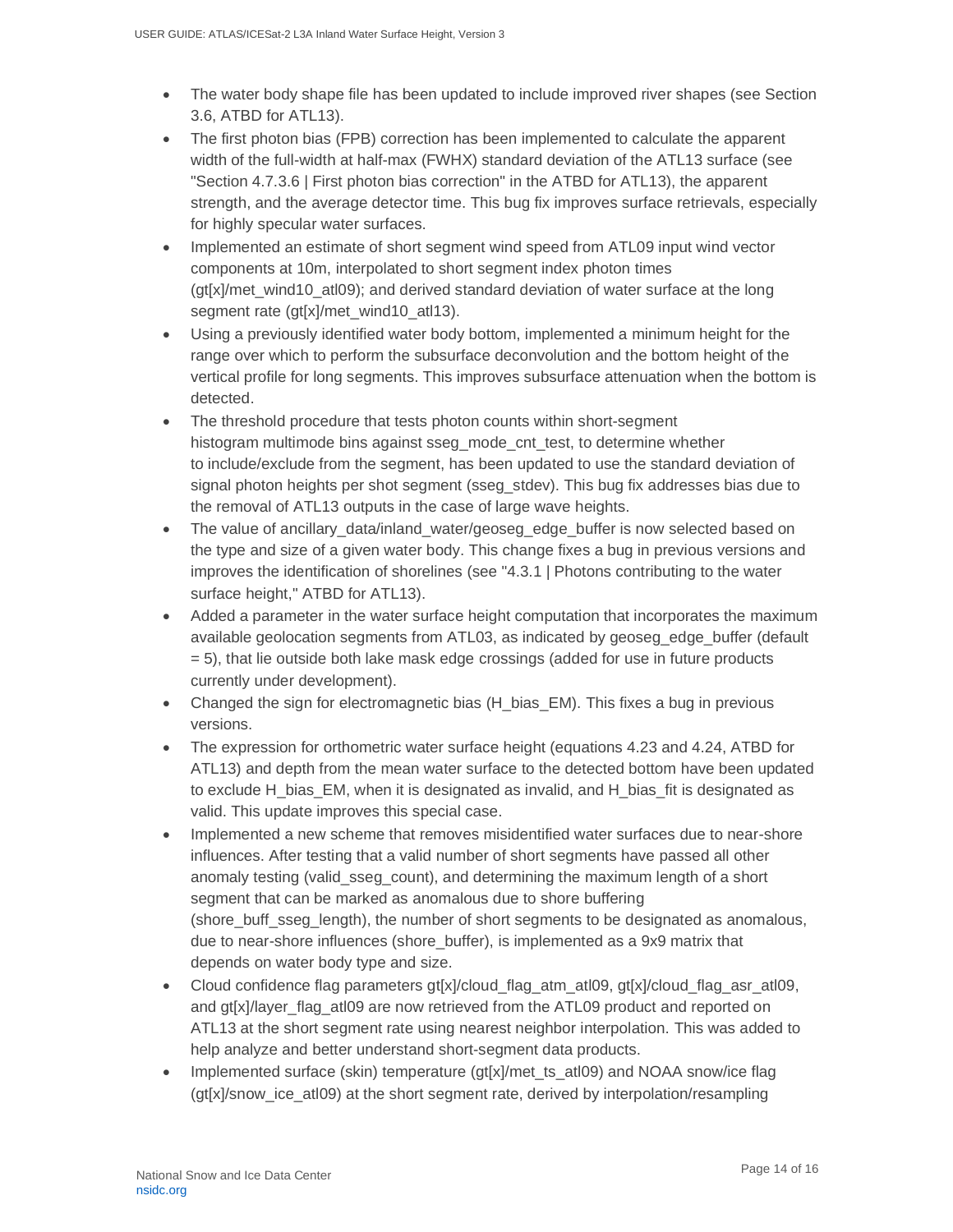- The water body shape file has been updated to include improved river shapes (see Section 3.6, ATBD for ATL13).
- The first photon bias (FPB) correction has been implemented to calculate the apparent width of the full-width at half-max (FWHX) standard deviation of the ATL13 surface (see "Section 4.7.3.6 | First photon bias correction" in the ATBD for ATL13), the apparent strength, and the average detector time. This bug fix improves surface retrievals, especially for highly specular water surfaces.
- Implemented an estimate of short segment wind speed from ATL09 input wind vector components at 10m, interpolated to short segment index photon times (gt[x]/met_wind10_atl09); and derived standard deviation of water surface at the long segment rate (gt[x]/met_wind10_atl13).
- Using a previously identified water body bottom, implemented a minimum height for the range over which to perform the subsurface deconvolution and the bottom height of the vertical profile for long segments. This improves subsurface attenuation when the bottom is detected.
- The threshold procedure that tests photon counts within short-segment histogram multimode bins against sseg_mode_cnt_test, to determine whether to include/exclude from the segment, has been updated to use the standard deviation of signal photon heights per shot segment (sseg_stdev). This bug fix addresses bias due to the removal of ATL13 outputs in the case of large wave heights.
- The value of ancillary_data/inland_water/geoseg_edge_buffer is now selected based on the type and size of a given water body. This change fixes a bug in previous versions and improves the identification of shorelines (see "4.3.1 | Photons contributing to the water surface height," ATBD for ATL13).
- Added a parameter in the water surface height computation that incorporates the maximum available geolocation segments from ATL03, as indicated by geoseg_edge_buffer (default = 5), that lie outside both lake mask edge crossings (added for use in future products currently under development).
- Changed the sign for electromagnetic bias (H_bias_EM). This fixes a bug in previous versions.
- The expression for orthometric water surface height (equations 4.23 and 4.24, ATBD for ATL13) and depth from the mean water surface to the detected bottom have been updated to exclude H_bias_EM, when it is designated as invalid, and H_bias_fit is designated as valid. This update improves this special case.
- Implemented a new scheme that removes misidentified water surfaces due to near-shore influences. After testing that a valid number of short segments have passed all other anomaly testing (valid_sseg_count), and determining the maximum length of a short segment that can be marked as anomalous due to shore buffering (shore_buff_sseg_length), the number of short segments to be designated as anomalous, due to near-shore influences (shore_buffer), is implemented as a 9x9 matrix that depends on water body type and size.
- Cloud confidence flag parameters gt[x]/cloud_flag_atm_atl09, gt[x]/cloud_flag_asr_atl09, and gt[x]/layer_flag_atl09 are now retrieved from the ATL09 product and reported on ATL13 at the short segment rate using nearest neighbor interpolation. This was added to help analyze and better understand short-segment data products.
- Implemented surface (skin) temperature (gt[x]/met_ts_atl09) and NOAA snow/ice flag (gt[x]/snow_ice_atl09) at the short segment rate, derived by interpolation/resampling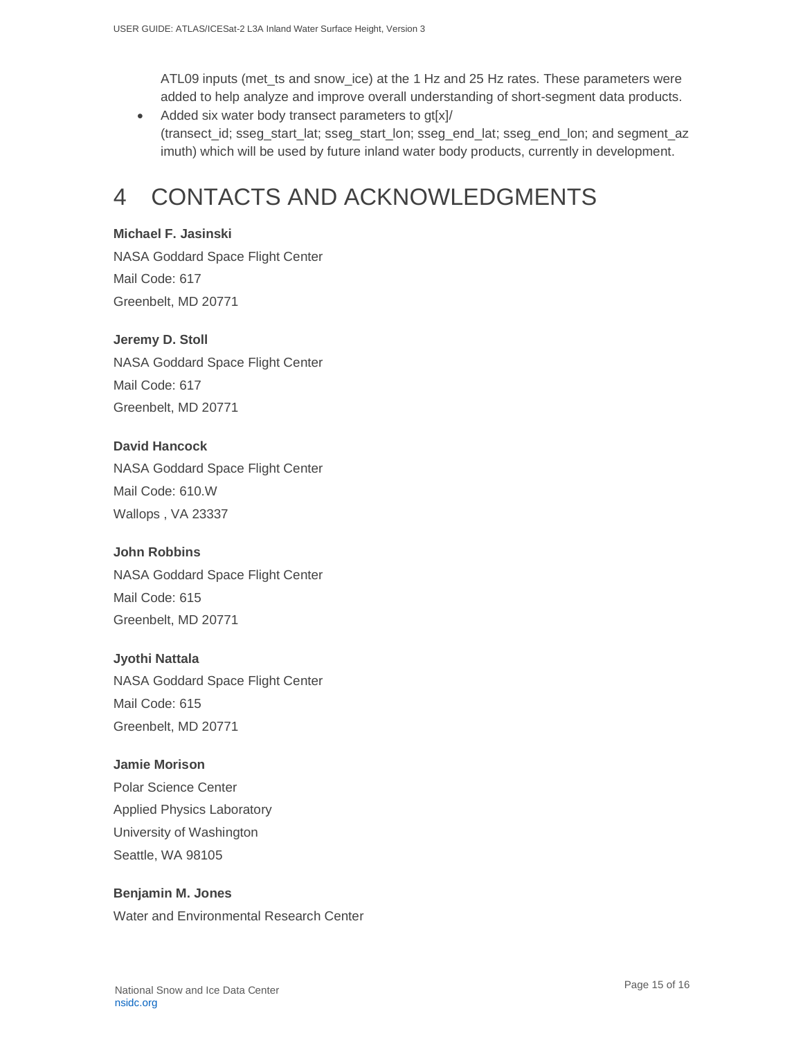ATL09 inputs (met_ts and snow_ice) at the 1 Hz and 25 Hz rates. These parameters were added to help analyze and improve overall understanding of short-segment data products.

- Added six water body transect parameters to gt[x]/ (transect_id; sseg_start_lat; sseg_start_lon; sseg_end_lat; sseg_end_lon; and segment_azimuth) which will be used by future inland water body products, currently in development.

# 4 CONTACTS AND ACKNOWLEDGMENTS

**Michael F. Jasinski**
NASA Goddard Space Flight Center
Mail Code: 617
Greenbelt, MD 20771

**Jeremy D. Stoll**
NASA Goddard Space Flight Center
Mail Code: 617
Greenbelt, MD 20771

**David Hancock**
NASA Goddard Space Flight Center
Mail Code: 610.W
Wallops , VA 23337

**John Robbins**
NASA Goddard Space Flight Center
Mail Code: 615
Greenbelt, MD 20771

**Jyothi Nattala**
NASA Goddard Space Flight Center
Mail Code: 615
Greenbelt, MD 20771

**Jamie Morison**
Polar Science Center
Applied Physics Laboratory
University of Washington
Seattle, WA 98105

**Benjamin M. Jones**
Water and Environmental Research Center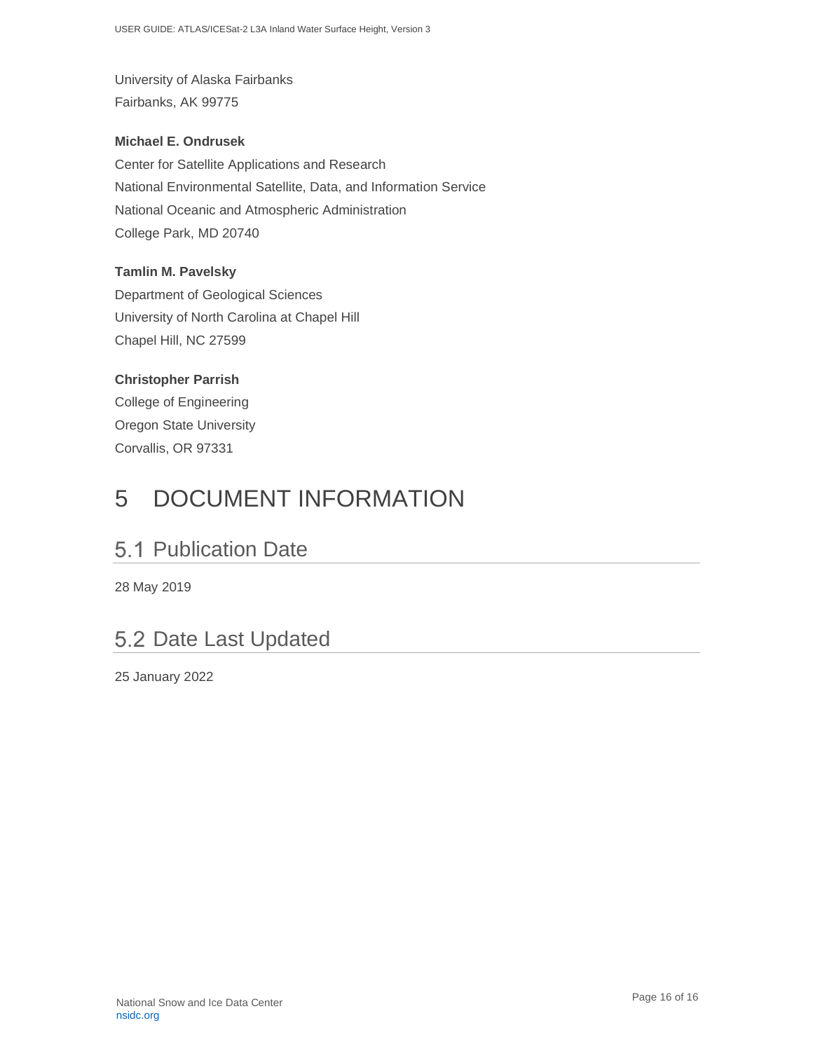University of Alaska Fairbanks
Fairbanks, AK 99775

**Michael E. Ondrusek**
Center for Satellite Applications and Research
National Environmental Satellite, Data, and Information Service
National Oceanic and Atmospheric Administration
College Park, MD 20740

**Tamlin M. Pavelsky**
Department of Geological Sciences
University of North Carolina at Chapel Hill
Chapel Hill, NC 27599

**Christopher Parrish**
College of Engineering
Oregon State University
Corvallis, OR 97331

# 5 DOCUMENT INFORMATION

## 5.1 Publication Date

28 May 2019

## 5.2 Date Last Updated

25 January 2022